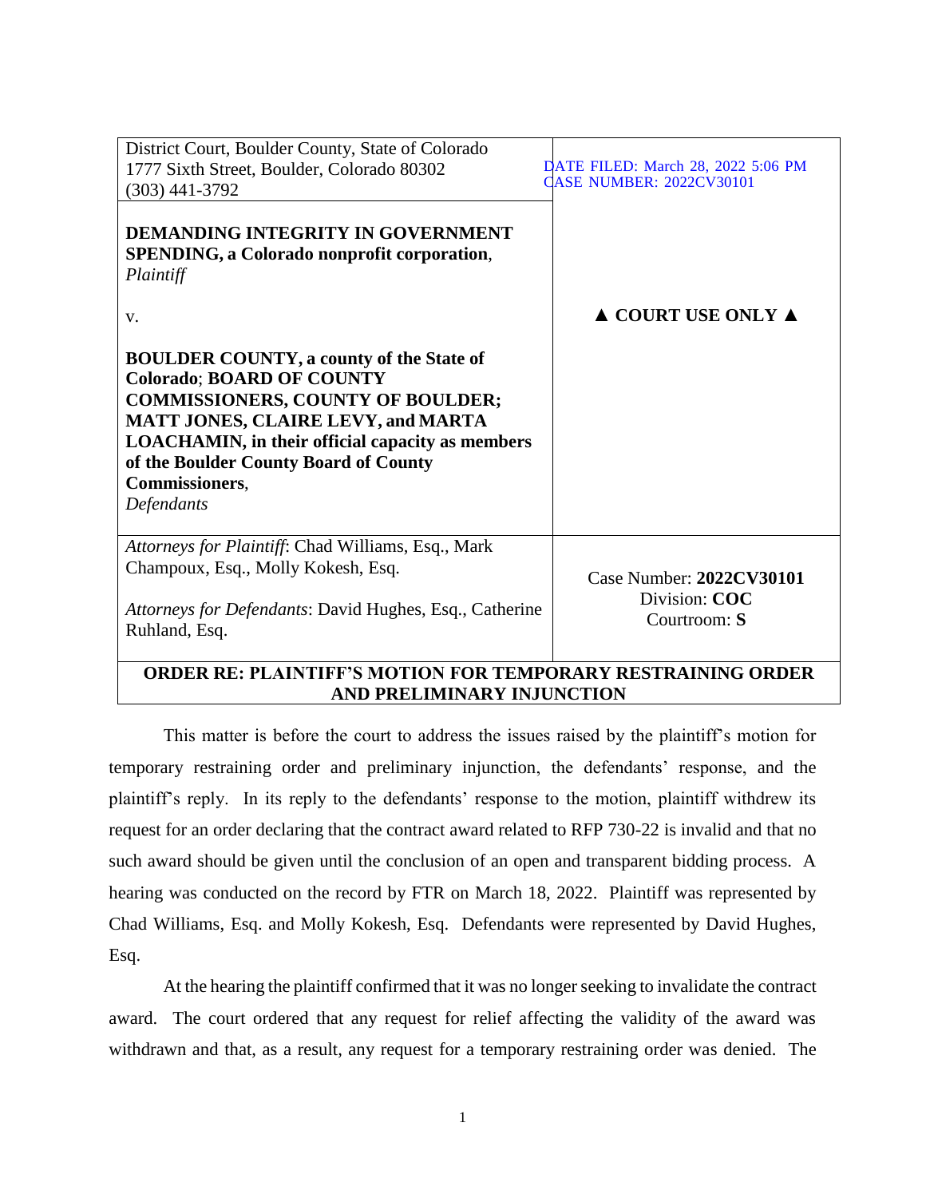District Court, Boulder County, State of Colorado
1777 Sixth Street, Boulder, Colorado 80302
(303) 441-3792

DATE FILED: March 28, 2022 5:06 PM
CASE NUMBER: 2022CV30101

**DEMANDING INTEGRITY IN GOVERNMENT SPENDING, a Colorado nonprofit corporation**,
*Plaintiff*

v.

**BOULDER COUNTY, a county of the State of Colorado**; **BOARD OF COUNTY COMMISSIONERS, COUNTY OF BOULDER; MATT JONES, CLAIRE LEVY, and MARTA LOACHAMIN, in their official capacity as members of the Boulder County Board of County Commissioners**,
*Defendants*

**▲ COURT USE ONLY ▲**

*Attorneys for Plaintiff*: Chad Williams, Esq., Mark Champoux, Esq., Molly Kokesh, Esq.

*Attorneys for Defendants*: David Hughes, Esq., Catherine Ruhland, Esq.

Case Number: **2022CV30101**
Division: **COC**
Courtroom: **S**

**ORDER RE: PLAINTIFF'S MOTION FOR TEMPORARY RESTRAINING ORDER AND PRELIMINARY INJUNCTION**

This matter is before the court to address the issues raised by the plaintiff's motion for temporary restraining order and preliminary injunction, the defendants' response, and the plaintiff's reply. In its reply to the defendants' response to the motion, plaintiff withdrew its request for an order declaring that the contract award related to RFP 730-22 is invalid and that no such award should be given until the conclusion of an open and transparent bidding process. A hearing was conducted on the record by FTR on March 18, 2022. Plaintiff was represented by Chad Williams, Esq. and Molly Kokesh, Esq. Defendants were represented by David Hughes, Esq.

At the hearing the plaintiff confirmed that it was no longer seeking to invalidate the contract award. The court ordered that any request for relief affecting the validity of the award was withdrawn and that, as a result, any request for a temporary restraining order was denied. The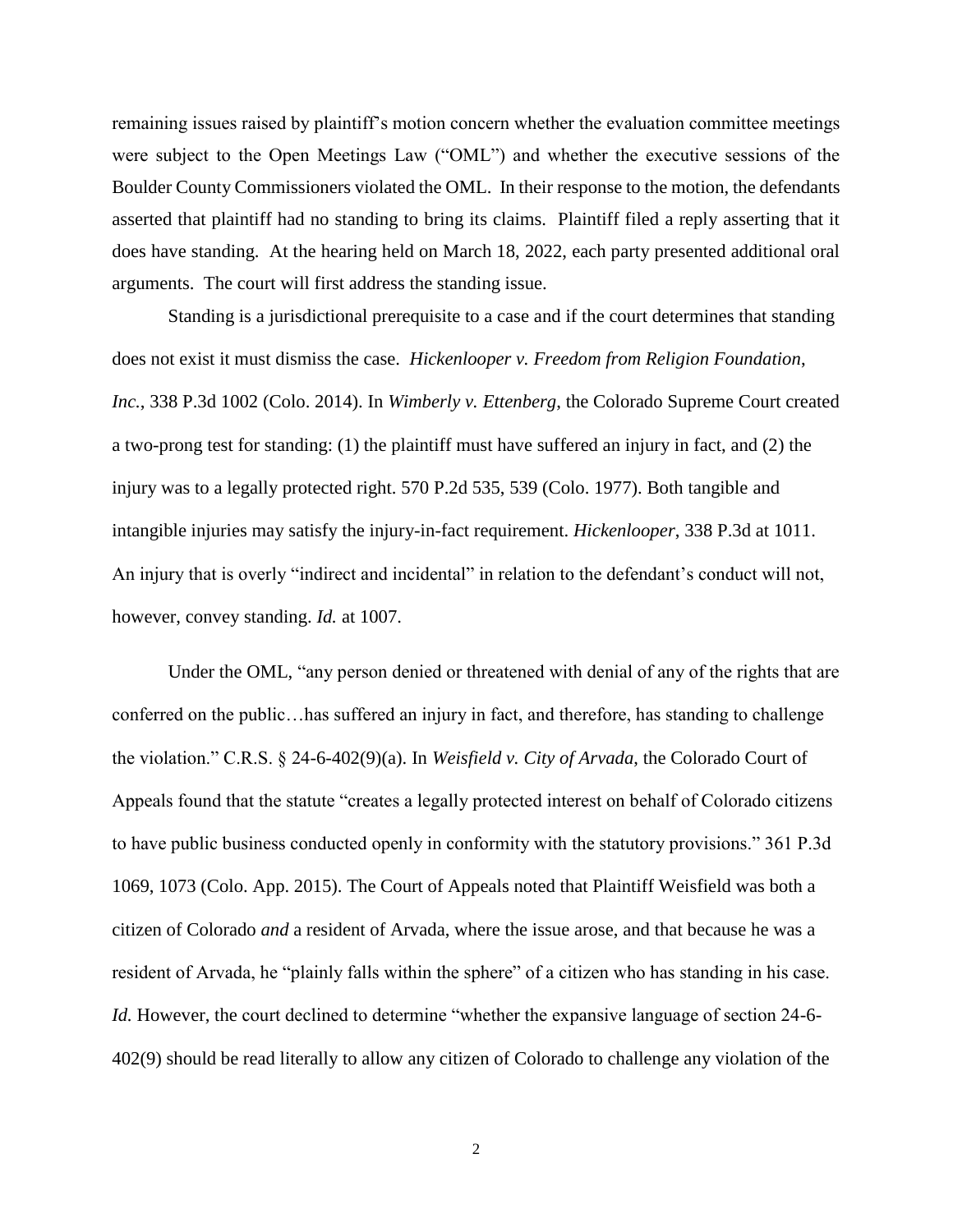remaining issues raised by plaintiff's motion concern whether the evaluation committee meetings were subject to the Open Meetings Law ("OML") and whether the executive sessions of the Boulder County Commissioners violated the OML. In their response to the motion, the defendants asserted that plaintiff had no standing to bring its claims. Plaintiff filed a reply asserting that it does have standing. At the hearing held on March 18, 2022, each party presented additional oral arguments. The court will first address the standing issue.

Standing is a jurisdictional prerequisite to a case and if the court determines that standing does not exist it must dismiss the case. *Hickenlooper v. Freedom from Religion Foundation, Inc.*, 338 P.3d 1002 (Colo. 2014). In *Wimberly v. Ettenberg,* the Colorado Supreme Court created a two-prong test for standing: (1) the plaintiff must have suffered an injury in fact, and (2) the injury was to a legally protected right. 570 P.2d 535, 539 (Colo. 1977). Both tangible and intangible injuries may satisfy the injury-in-fact requirement. *Hickenlooper*, 338 P.3d at 1011. An injury that is overly "indirect and incidental" in relation to the defendant's conduct will not, however, convey standing. *Id.* at 1007.

Under the OML, "any person denied or threatened with denial of any of the rights that are conferred on the public…has suffered an injury in fact, and therefore, has standing to challenge the violation." C.R.S. § 24-6-402(9)(a). In *Weisfield v. City of Arvada*, the Colorado Court of Appeals found that the statute "creates a legally protected interest on behalf of Colorado citizens to have public business conducted openly in conformity with the statutory provisions." 361 P.3d 1069, 1073 (Colo. App. 2015). The Court of Appeals noted that Plaintiff Weisfield was both a citizen of Colorado *and* a resident of Arvada, where the issue arose, and that because he was a resident of Arvada, he "plainly falls within the sphere" of a citizen who has standing in his case. *Id.* However, the court declined to determine "whether the expansive language of section 24-6-402(9) should be read literally to allow any citizen of Colorado to challenge any violation of the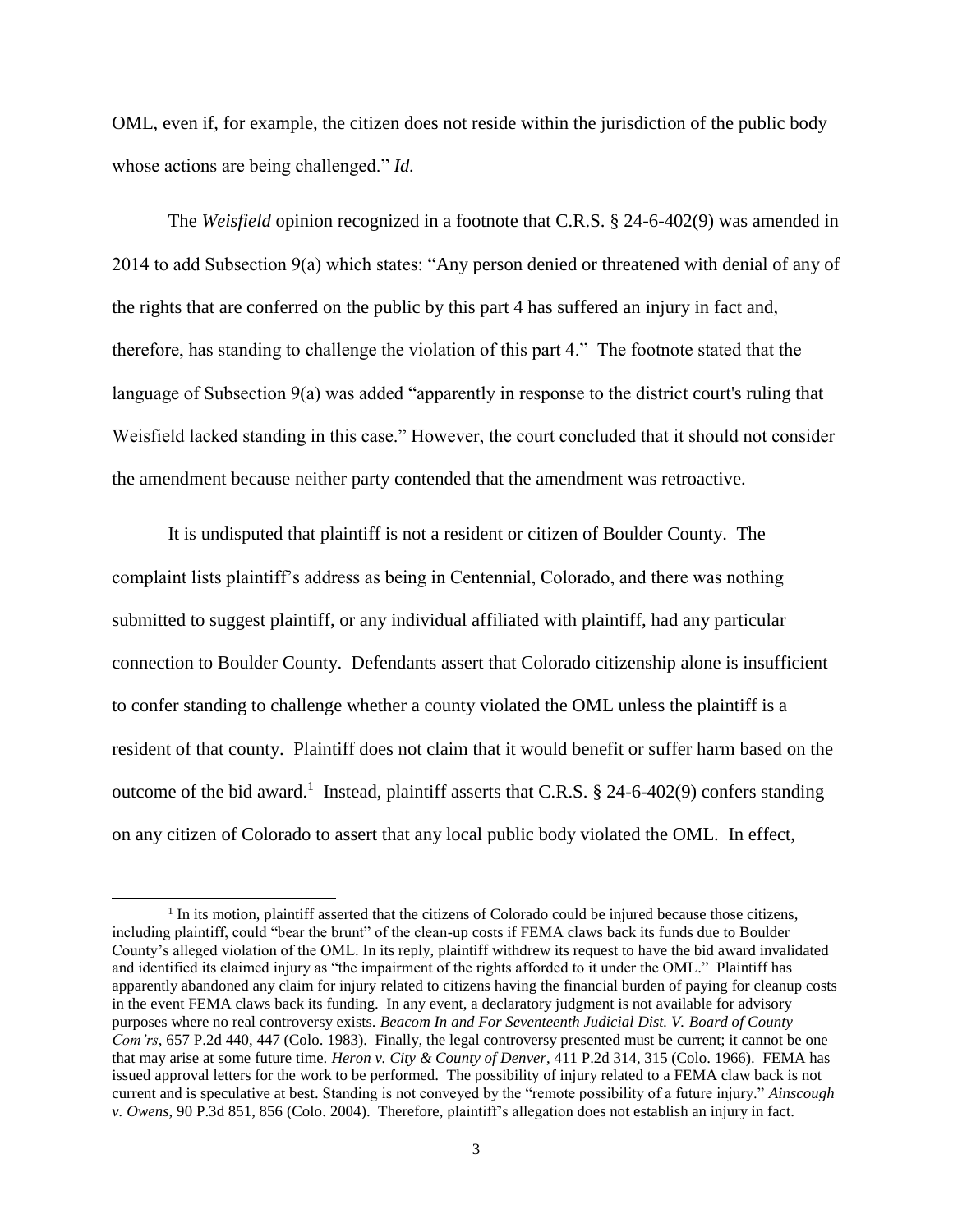OML, even if, for example, the citizen does not reside within the jurisdiction of the public body whose actions are being challenged." *Id.*

The *Weisfield* opinion recognized in a footnote that C.R.S. § 24-6-402(9) was amended in 2014 to add Subsection 9(a) which states: "Any person denied or threatened with denial of any of the rights that are conferred on the public by this part 4 has suffered an injury in fact and, therefore, has standing to challenge the violation of this part 4." The footnote stated that the language of Subsection 9(a) was added "apparently in response to the district court's ruling that Weisfield lacked standing in this case." However, the court concluded that it should not consider the amendment because neither party contended that the amendment was retroactive.

It is undisputed that plaintiff is not a resident or citizen of Boulder County. The complaint lists plaintiff's address as being in Centennial, Colorado, and there was nothing submitted to suggest plaintiff, or any individual affiliated with plaintiff, had any particular connection to Boulder County. Defendants assert that Colorado citizenship alone is insufficient to confer standing to challenge whether a county violated the OML unless the plaintiff is a resident of that county. Plaintiff does not claim that it would benefit or suffer harm based on the outcome of the bid award.[1] Instead, plaintiff asserts that C.R.S. § 24-6-402(9) confers standing on any citizen of Colorado to assert that any local public body violated the OML. In effect,

[1] In its motion, plaintiff asserted that the citizens of Colorado could be injured because those citizens, including plaintiff, could "bear the brunt" of the clean-up costs if FEMA claws back its funds due to Boulder County's alleged violation of the OML. In its reply, plaintiff withdrew its request to have the bid award invalidated and identified its claimed injury as "the impairment of the rights afforded to it under the OML." Plaintiff has apparently abandoned any claim for injury related to citizens having the financial burden of paying for cleanup costs in the event FEMA claws back its funding. In any event, a declaratory judgment is not available for advisory purposes where no real controversy exists. *Beacom In and For Seventeenth Judicial Dist. V. Board of County Com'rs*, 657 P.2d 440, 447 (Colo. 1983). Finally, the legal controversy presented must be current; it cannot be one that may arise at some future time. *Heron v. City & County of Denver*, 411 P.2d 314, 315 (Colo. 1966). FEMA has issued approval letters for the work to be performed. The possibility of injury related to a FEMA claw back is not current and is speculative at best. Standing is not conveyed by the "remote possibility of a future injury." *Ainscough v. Owens*, 90 P.3d 851, 856 (Colo. 2004). Therefore, plaintiff's allegation does not establish an injury in fact.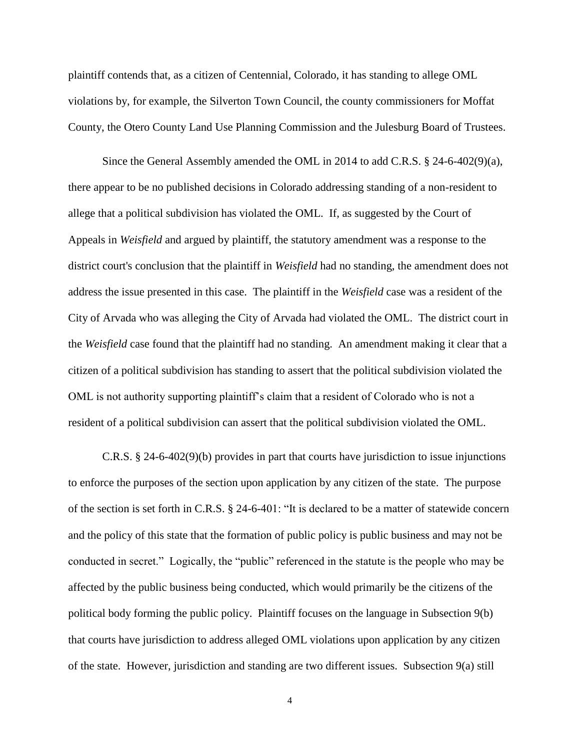plaintiff contends that, as a citizen of Centennial, Colorado, it has standing to allege OML violations by, for example, the Silverton Town Council, the county commissioners for Moffat County, the Otero County Land Use Planning Commission and the Julesburg Board of Trustees.

Since the General Assembly amended the OML in 2014 to add C.R.S. § 24-6-402(9)(a), there appear to be no published decisions in Colorado addressing standing of a non-resident to allege that a political subdivision has violated the OML. If, as suggested by the Court of Appeals in *Weisfield* and argued by plaintiff, the statutory amendment was a response to the district court's conclusion that the plaintiff in *Weisfield* had no standing, the amendment does not address the issue presented in this case. The plaintiff in the *Weisfield* case was a resident of the City of Arvada who was alleging the City of Arvada had violated the OML. The district court in the *Weisfield* case found that the plaintiff had no standing. An amendment making it clear that a citizen of a political subdivision has standing to assert that the political subdivision violated the OML is not authority supporting plaintiff's claim that a resident of Colorado who is not a resident of a political subdivision can assert that the political subdivision violated the OML.

C.R.S. § 24-6-402(9)(b) provides in part that courts have jurisdiction to issue injunctions to enforce the purposes of the section upon application by any citizen of the state. The purpose of the section is set forth in C.R.S. § 24-6-401: "It is declared to be a matter of statewide concern and the policy of this state that the formation of public policy is public business and may not be conducted in secret." Logically, the "public" referenced in the statute is the people who may be affected by the public business being conducted, which would primarily be the citizens of the political body forming the public policy. Plaintiff focuses on the language in Subsection 9(b) that courts have jurisdiction to address alleged OML violations upon application by any citizen of the state. However, jurisdiction and standing are two different issues. Subsection 9(a) still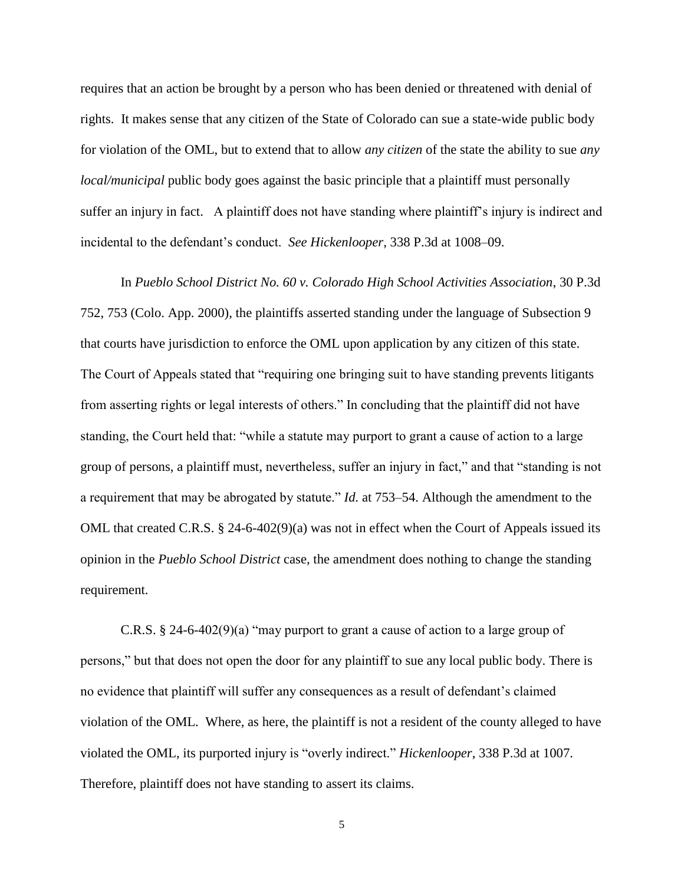requires that an action be brought by a person who has been denied or threatened with denial of rights. It makes sense that any citizen of the State of Colorado can sue a state-wide public body for violation of the OML, but to extend that to allow *any citizen* of the state the ability to sue *any local/municipal* public body goes against the basic principle that a plaintiff must personally suffer an injury in fact. A plaintiff does not have standing where plaintiff's injury is indirect and incidental to the defendant's conduct. *See Hickenlooper*, 338 P.3d at 1008–09.

In *Pueblo School District No. 60 v. Colorado High School Activities Association*, 30 P.3d 752, 753 (Colo. App. 2000), the plaintiffs asserted standing under the language of Subsection 9 that courts have jurisdiction to enforce the OML upon application by any citizen of this state. The Court of Appeals stated that "requiring one bringing suit to have standing prevents litigants from asserting rights or legal interests of others." In concluding that the plaintiff did not have standing, the Court held that: "while a statute may purport to grant a cause of action to a large group of persons, a plaintiff must, nevertheless, suffer an injury in fact," and that "standing is not a requirement that may be abrogated by statute." *Id.* at 753–54. Although the amendment to the OML that created C.R.S. § 24-6-402(9)(a) was not in effect when the Court of Appeals issued its opinion in the *Pueblo School District* case, the amendment does nothing to change the standing requirement.

C.R.S. § 24-6-402(9)(a) "may purport to grant a cause of action to a large group of persons," but that does not open the door for any plaintiff to sue any local public body. There is no evidence that plaintiff will suffer any consequences as a result of defendant's claimed violation of the OML. Where, as here, the plaintiff is not a resident of the county alleged to have violated the OML, its purported injury is "overly indirect." *Hickenlooper*, 338 P.3d at 1007. Therefore, plaintiff does not have standing to assert its claims.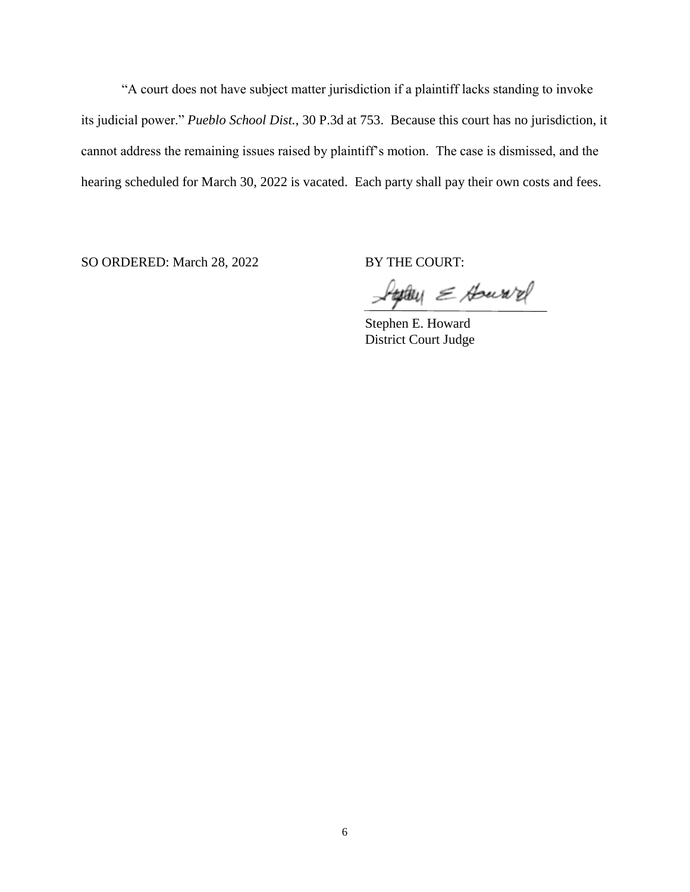"A court does not have subject matter jurisdiction if a plaintiff lacks standing to invoke its judicial power." *Pueblo School Dist.*, 30 P.3d at 753. Because this court has no jurisdiction, it cannot address the remaining issues raised by plaintiff's motion. The case is dismissed, and the hearing scheduled for March 30, 2022 is vacated. Each party shall pay their own costs and fees.

SO ORDERED: March 28, 2022

BY THE COURT:

Stephen E. Howard
District Court Judge